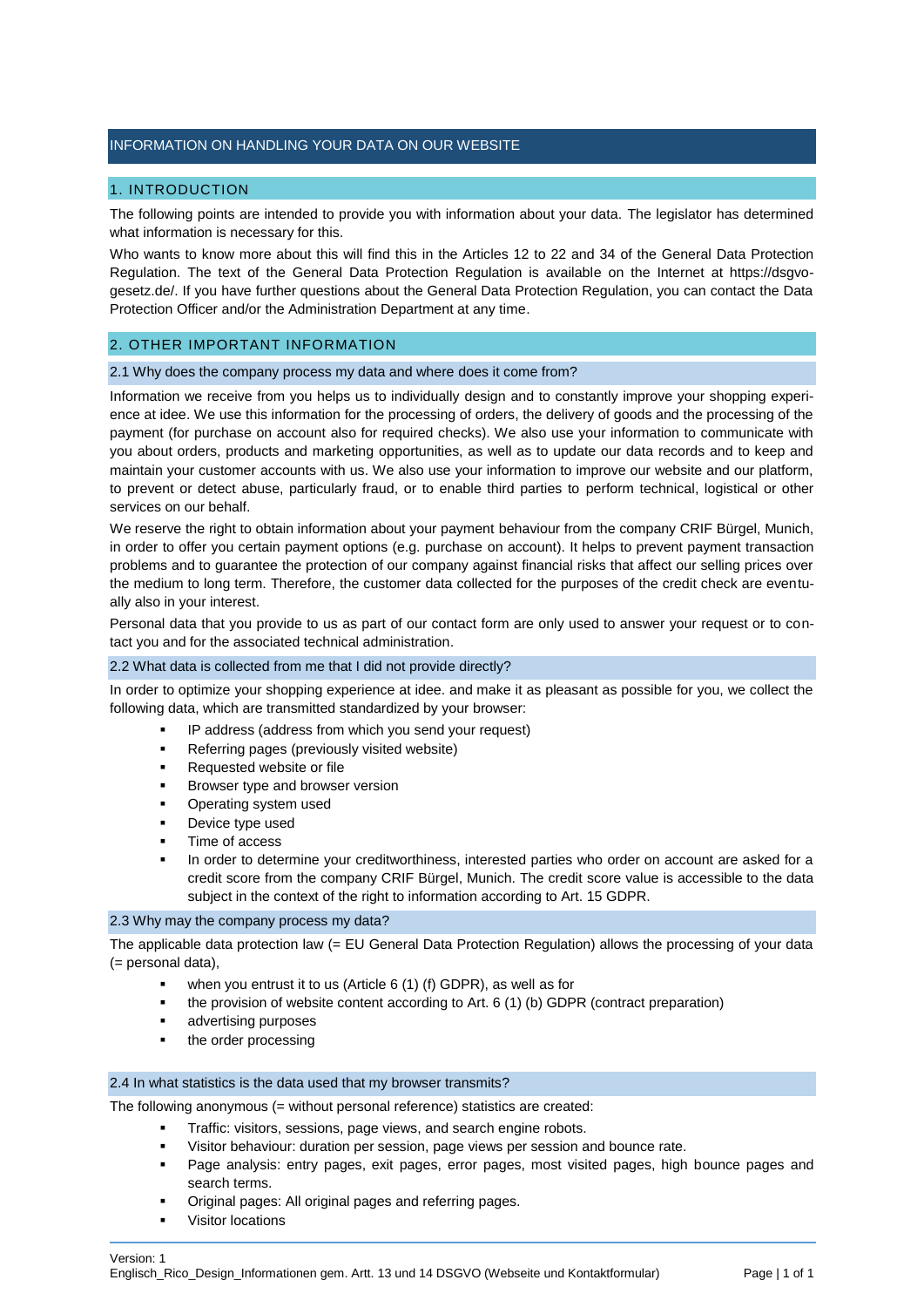# INFORMATION ON HANDLING YOUR DATA ON OUR WEBSITE

## 1. INTRODUCTION

The following points are intended to provide you with information about your data. The legislator has determined what information is necessary for this.

Who wants to know more about this will find this in the Articles 12 to 22 and 34 of the General Data Protection Regulation. The text of the General Data Protection Regulation is available on the Internet at https://dsgvo-gesetz.de/. If you have further questions about the General Data Protection Regulation, you can contact the Data Protection Officer and/or the Administration Department at any time.

## 2. OTHER IMPORTANT INFORMATION

### 2.1 Why does the company process my data and where does it come from?

Information we receive from you helps us to individually design and to constantly improve your shopping experience at idee. We use this information for the processing of orders, the delivery of goods and the processing of the payment (for purchase on account also for required checks). We also use your information to communicate with you about orders, products and marketing opportunities, as well as to update our data records and to keep and maintain your customer accounts with us. We also use your information to improve our website and our platform, to prevent or detect abuse, particularly fraud, or to enable third parties to perform technical, logistical or other services on our behalf.

We reserve the right to obtain information about your payment behaviour from the company CRIF Bürgel, Munich, in order to offer you certain payment options (e.g. purchase on account). It helps to prevent payment transaction problems and to guarantee the protection of our company against financial risks that affect our selling prices over the medium to long term. Therefore, the customer data collected for the purposes of the credit check are eventually also in your interest.

Personal data that you provide to us as part of our contact form are only used to answer your request or to contact you and for the associated technical administration.

### 2.2 What data is collected from me that I did not provide directly?

In order to optimize your shopping experience at idee. and make it as pleasant as possible for you, we collect the following data, which are transmitted standardized by your browser:

- IP address (address from which you send your request)
- Referring pages (previously visited website)
- Requested website or file
- Browser type and browser version
- Operating system used
- Device type used
- Time of access
- In order to determine your creditworthiness, interested parties who order on account are asked for a credit score from the company CRIF Bürgel, Munich. The credit score value is accessible to the data subject in the context of the right to information according to Art. 15 GDPR.

### 2.3 Why may the company process my data?

The applicable data protection law (= EU General Data Protection Regulation) allows the processing of your data (= personal data),

- when you entrust it to us (Article 6 (1) (f) GDPR), as well as for
- the provision of website content according to Art. 6 (1) (b) GDPR (contract preparation)
- advertising purposes
- the order processing

### 2.4 In what statistics is the data used that my browser transmits?

The following anonymous (= without personal reference) statistics are created:

- Traffic: visitors, sessions, page views, and search engine robots.
- Visitor behaviour: duration per session, page views per session and bounce rate.
- Page analysis: entry pages, exit pages, error pages, most visited pages, high bounce pages and search terms.
- Original pages: All original pages and referring pages.
- Visitor locations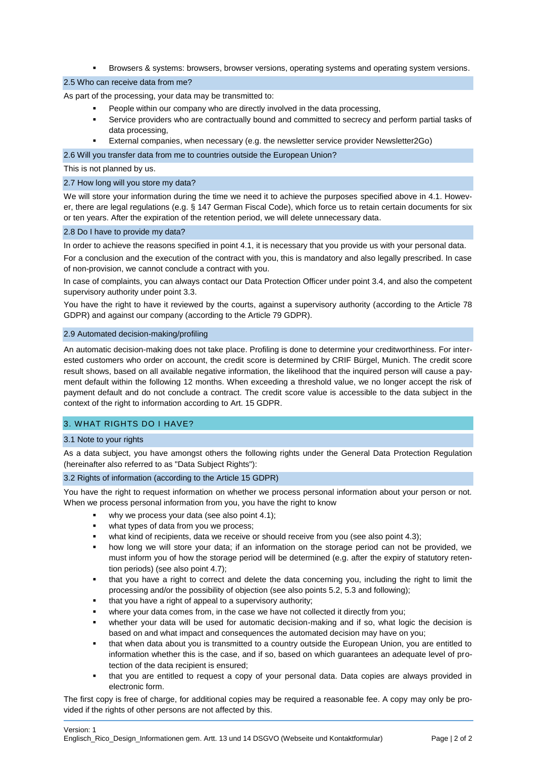- Browsers & systems: browsers, browser versions, operating systems and operating system versions.

### 2.5 Who can receive data from me?

As part of the processing, your data may be transmitted to:

- People within our company who are directly involved in the data processing,
- Service providers who are contractually bound and committed to secrecy and perform partial tasks of data processing,
- External companies, when necessary (e.g. the newsletter service provider Newsletter2Go)

### 2.6 Will you transfer data from me to countries outside the European Union?

This is not planned by us.

### 2.7 How long will you store my data?

We will store your information during the time we need it to achieve the purposes specified above in 4.1. However, there are legal regulations (e.g. § 147 German Fiscal Code), which force us to retain certain documents for six or ten years. After the expiration of the retention period, we will delete unnecessary data.

### 2.8 Do I have to provide my data?

In order to achieve the reasons specified in point 4.1, it is necessary that you provide us with your personal data.

For a conclusion and the execution of the contract with you, this is mandatory and also legally prescribed. In case of non-provision, we cannot conclude a contract with you.

In case of complaints, you can always contact our Data Protection Officer under point 3.4, and also the competent supervisory authority under point 3.3.

You have the right to have it reviewed by the courts, against a supervisory authority (according to the Article 78 GDPR) and against our company (according to the Article 79 GDPR).

### 2.9 Automated decision-making/profiling

An automatic decision-making does not take place. Profiling is done to determine your creditworthiness. For interested customers who order on account, the credit score is determined by CRIF Bürgel, Munich. The credit score result shows, based on all available negative information, the likelihood that the inquired person will cause a payment default within the following 12 months. When exceeding a threshold value, we no longer accept the risk of payment default and do not conclude a contract. The credit score value is accessible to the data subject in the context of the right to information according to Art. 15 GDPR.

## 3. WHAT RIGHTS DO I HAVE?

### 3.1 Note to your rights

As a data subject, you have amongst others the following rights under the General Data Protection Regulation (hereinafter also referred to as "Data Subject Rights"):

### 3.2 Rights of information (according to the Article 15 GDPR)

You have the right to request information on whether we process personal information about your person or not. When we process personal information from you, you have the right to know

- why we process your data (see also point 4.1);
- what types of data from you we process;
- what kind of recipients, data we receive or should receive from you (see also point 4.3);
- how long we will store your data; if an information on the storage period can not be provided, we must inform you of how the storage period will be determined (e.g. after the expiry of statutory retention periods) (see also point 4.7);
- that you have a right to correct and delete the data concerning you, including the right to limit the processing and/or the possibility of objection (see also points 5.2, 5.3 and following);
- that you have a right of appeal to a supervisory authority;
- where your data comes from, in the case we have not collected it directly from you;
- whether your data will be used for automatic decision-making and if so, what logic the decision is based on and what impact and consequences the automated decision may have on you;
- that when data about you is transmitted to a country outside the European Union, you are entitled to information whether this is the case, and if so, based on which guarantees an adequate level of protection of the data recipient is ensured;
- that you are entitled to request a copy of your personal data. Data copies are always provided in electronic form.

The first copy is free of charge, for additional copies may be required a reasonable fee. A copy may only be provided if the rights of other persons are not affected by this.

Version: 1
Englisch_Rico_Design_Informationen gem. Artt. 13 und 14 DSGVO (Webseite und Kontaktformular)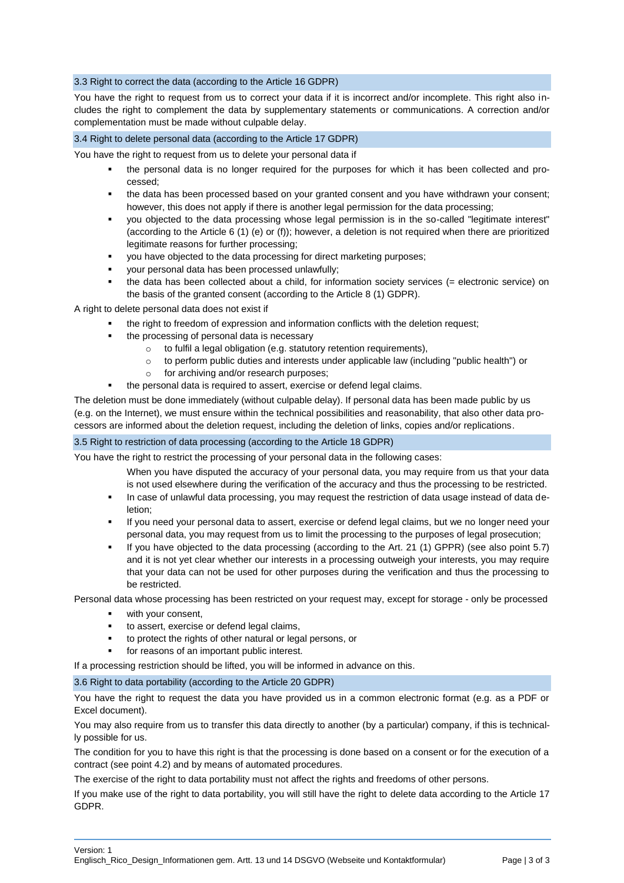### 3.3 Right to correct the data (according to the Article 16 GDPR)

You have the right to request from us to correct your data if it is incorrect and/or incomplete. This right also includes the right to complement the data by supplementary statements or communications. A correction and/or complementation must be made without culpable delay.

### 3.4 Right to delete personal data (according to the Article 17 GDPR)

You have the right to request from us to delete your personal data if

- the personal data is no longer required for the purposes for which it has been collected and processed;
- the data has been processed based on your granted consent and you have withdrawn your consent; however, this does not apply if there is another legal permission for the data processing;
- you objected to the data processing whose legal permission is in the so-called "legitimate interest" (according to the Article 6 (1) (e) or (f)); however, a deletion is not required when there are prioritized legitimate reasons for further processing;
- you have objected to the data processing for direct marketing purposes;
- your personal data has been processed unlawfully;
- the data has been collected about a child, for information society services (= electronic service) on the basis of the granted consent (according to the Article 8 (1) GDPR).

A right to delete personal data does not exist if

- the right to freedom of expression and information conflicts with the deletion request;
- the processing of personal data is necessary
  - to fulfil a legal obligation (e.g. statutory retention requirements),
  - to perform public duties and interests under applicable law (including "public health") or
  - for archiving and/or research purposes;
- the personal data is required to assert, exercise or defend legal claims.

The deletion must be done immediately (without culpable delay). If personal data has been made public by us (e.g. on the Internet), we must ensure within the technical possibilities and reasonability, that also other data processors are informed about the deletion request, including the deletion of links, copies and/or replications.

### 3.5 Right to restriction of data processing (according to the Article 18 GDPR)

You have the right to restrict the processing of your personal data in the following cases:

- When you have disputed the accuracy of your personal data, you may require from us that your data is not used elsewhere during the verification of the accuracy and thus the processing to be restricted.
- In case of unlawful data processing, you may request the restriction of data usage instead of data deletion;
- If you need your personal data to assert, exercise or defend legal claims, but we no longer need your personal data, you may request from us to limit the processing to the purposes of legal prosecution;
- If you have objected to the data processing (according to the Art. 21 (1) GPPR) (see also point 5.7) and it is not yet clear whether our interests in a processing outweigh your interests, you may require that your data can not be used for other purposes during the verification and thus the processing to be restricted.

Personal data whose processing has been restricted on your request may, except for storage - only be processed

- with your consent,
- to assert, exercise or defend legal claims,
- to protect the rights of other natural or legal persons, or
- for reasons of an important public interest.

If a processing restriction should be lifted, you will be informed in advance on this.

### 3.6 Right to data portability (according to the Article 20 GDPR)

You have the right to request the data you have provided us in a common electronic format (e.g. as a PDF or Excel document).

You may also require from us to transfer this data directly to another (by a particular) company, if this is technically possible for us.

The condition for you to have this right is that the processing is done based on a consent or for the execution of a contract (see point 4.2) and by means of automated procedures.

The exercise of the right to data portability must not affect the rights and freedoms of other persons.

If you make use of the right to data portability, you will still have the right to delete data according to the Article 17 GDPR.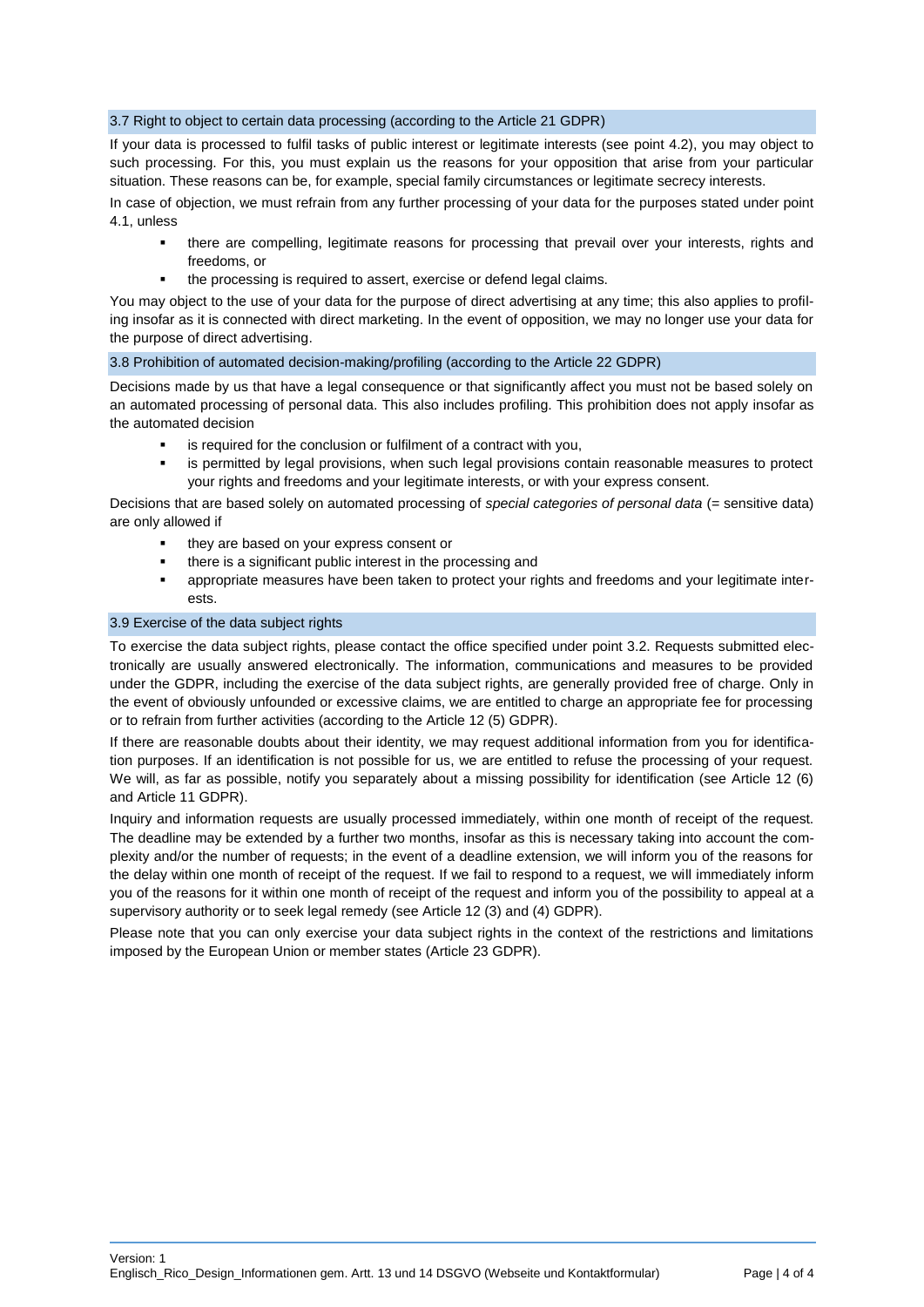### 3.7 Right to object to certain data processing (according to the Article 21 GDPR)

If your data is processed to fulfil tasks of public interest or legitimate interests (see point 4.2), you may object to such processing. For this, you must explain us the reasons for your opposition that arise from your particular situation. These reasons can be, for example, special family circumstances or legitimate secrecy interests.

In case of objection, we must refrain from any further processing of your data for the purposes stated under point 4.1, unless

- there are compelling, legitimate reasons for processing that prevail over your interests, rights and freedoms, or
- the processing is required to assert, exercise or defend legal claims.

You may object to the use of your data for the purpose of direct advertising at any time; this also applies to profiling insofar as it is connected with direct marketing. In the event of opposition, we may no longer use your data for the purpose of direct advertising.

### 3.8 Prohibition of automated decision-making/profiling (according to the Article 22 GDPR)

Decisions made by us that have a legal consequence or that significantly affect you must not be based solely on an automated processing of personal data. This also includes profiling. This prohibition does not apply insofar as the automated decision

- is required for the conclusion or fulfilment of a contract with you,
- is permitted by legal provisions, when such legal provisions contain reasonable measures to protect your rights and freedoms and your legitimate interests, or with your express consent.

Decisions that are based solely on automated processing of *special categories of personal data* (= sensitive data) are only allowed if

- they are based on your express consent or
- there is a significant public interest in the processing and
- appropriate measures have been taken to protect your rights and freedoms and your legitimate interests.

### 3.9 Exercise of the data subject rights

To exercise the data subject rights, please contact the office specified under point 3.2. Requests submitted electronically are usually answered electronically. The information, communications and measures to be provided under the GDPR, including the exercise of the data subject rights, are generally provided free of charge. Only in the event of obviously unfounded or excessive claims, we are entitled to charge an appropriate fee for processing or to refrain from further activities (according to the Article 12 (5) GDPR).

If there are reasonable doubts about their identity, we may request additional information from you for identification purposes. If an identification is not possible for us, we are entitled to refuse the processing of your request. We will, as far as possible, notify you separately about a missing possibility for identification (see Article 12 (6) and Article 11 GDPR).

Inquiry and information requests are usually processed immediately, within one month of receipt of the request. The deadline may be extended by a further two months, insofar as this is necessary taking into account the complexity and/or the number of requests; in the event of a deadline extension, we will inform you of the reasons for the delay within one month of receipt of the request. If we fail to respond to a request, we will immediately inform you of the reasons for it within one month of receipt of the request and inform you of the possibility to appeal at a supervisory authority or to seek legal remedy (see Article 12 (3) and (4) GDPR).

Please note that you can only exercise your data subject rights in the context of the restrictions and limitations imposed by the European Union or member states (Article 23 GDPR).